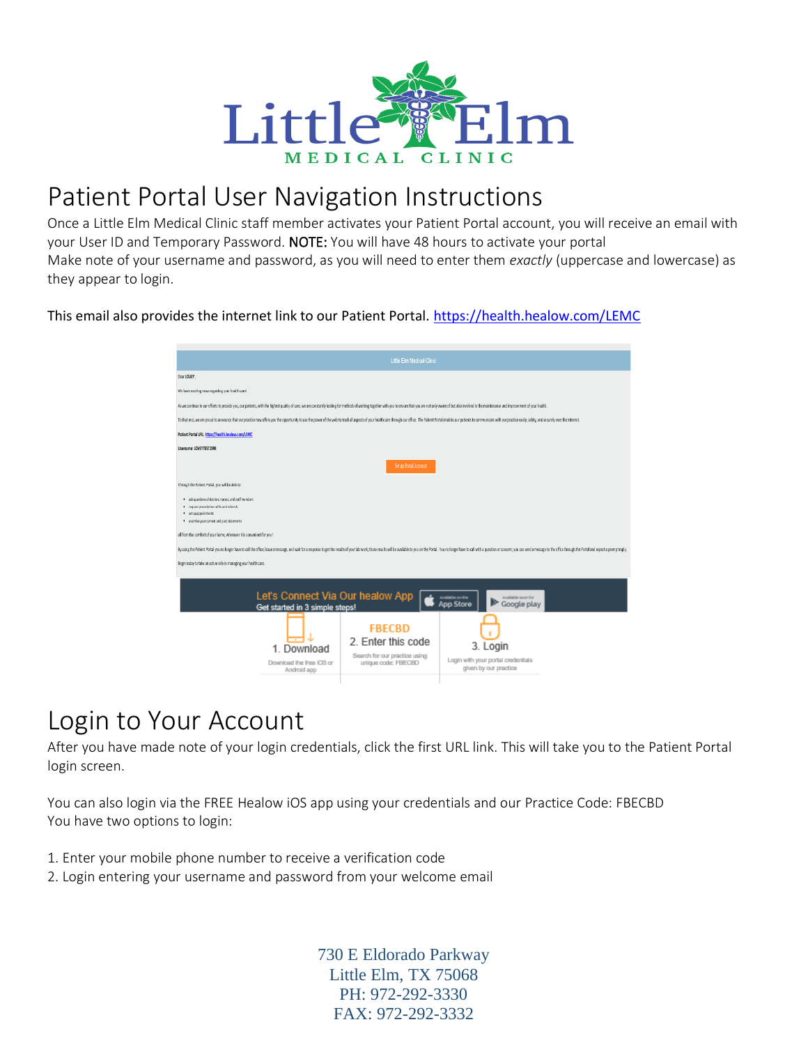# Little Elm MEDICAL CLINIC

## Patient Portal User Navigation Instructions

Once a Little Elm Medical Clinic staff member activates your Patient Portal account, you will receive an email with your User ID and Temporary Password. NOTE: You will have 48 hours to activate your portal

Make note of your username and password, as you will need to enter them *exactly* (uppercase and lowercase) as they appear to login.

This email also provides the internet link to our Patient Portal. https://health.healow.com/LEMC

## Login to Your Account

After you have made note of your login credentials, click the first URL link. This will take you to the Patient Portal login screen.

You can also login via the FREE Healow iOS app using your credentials and our Practice Code: FBECBD

You have two options to login:

1. Enter your mobile phone number to receive a verification code
2. Login entering your username and password from your welcome email

730 E Eldorado Parkway
Little Elm, TX 75068
PH: 972-292-3330
FAX: 972-292-3332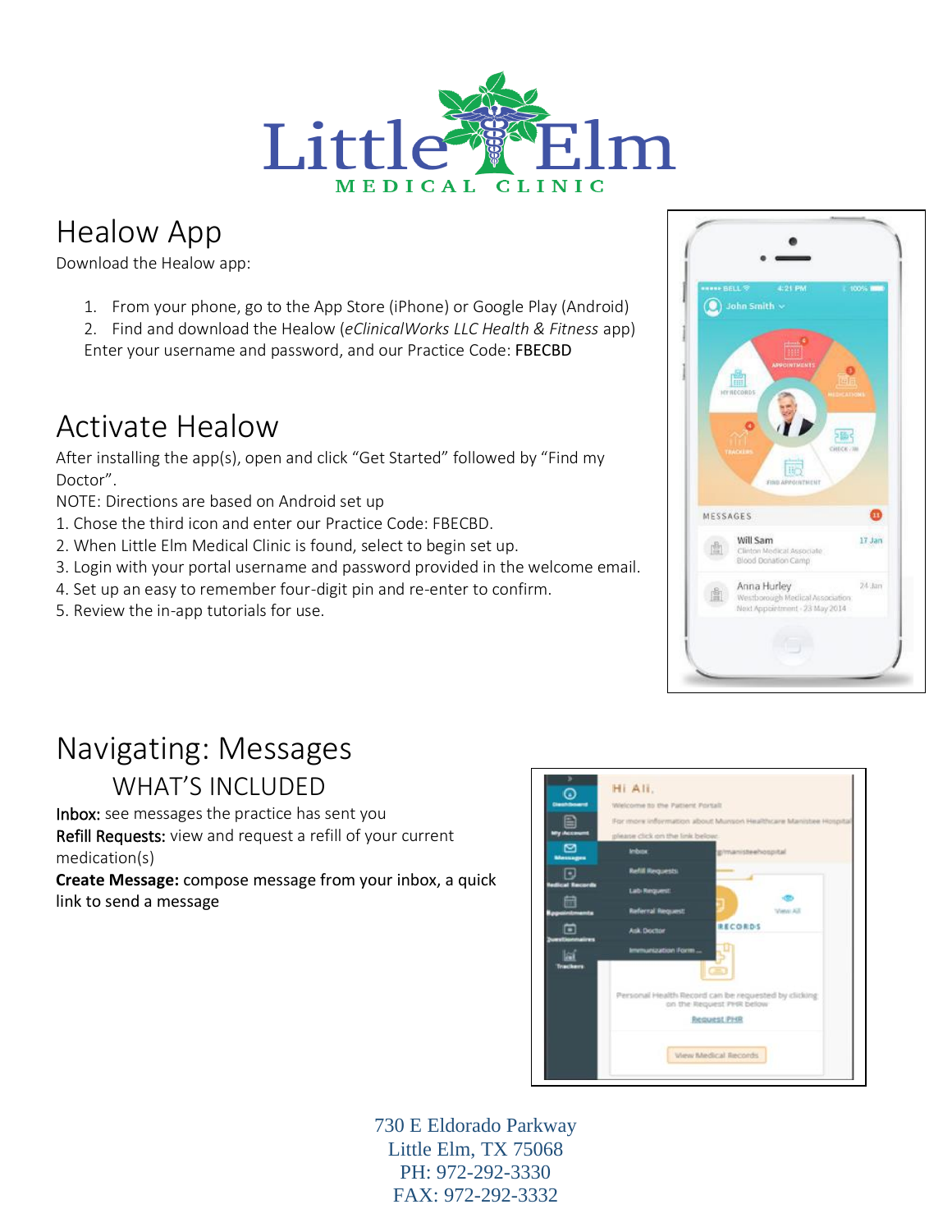# Healow App

Download the Healow app:

1. From your phone, go to the App Store (iPhone) or Google Play (Android)
2. Find and download the Healow (*eClinicalWorks LLC Health & Fitness* app)

Enter your username and password, and our Practice Code: FBECBD

# Activate Healow

After installing the app(s), open and click "Get Started" followed by "Find my Doctor".

NOTE: Directions are based on Android set up

1. Chose the third icon and enter our Practice Code: FBECBD.
2. When Little Elm Medical Clinic is found, select to begin set up.
3. Login with your portal username and password provided in the welcome email.
4. Set up an easy to remember four-digit pin and re-enter to confirm.
5. Review the in-app tutorials for use.

# Navigating: Messages

## WHAT'S INCLUDED

Inbox: see messages the practice has sent you

Refill Requests: view and request a refill of your current medication(s)

**Create Message:** compose message from your inbox, a quick link to send a message

730 E Eldorado Parkway
Little Elm, TX 75068
PH: 972-292-3330
FAX: 972-292-3332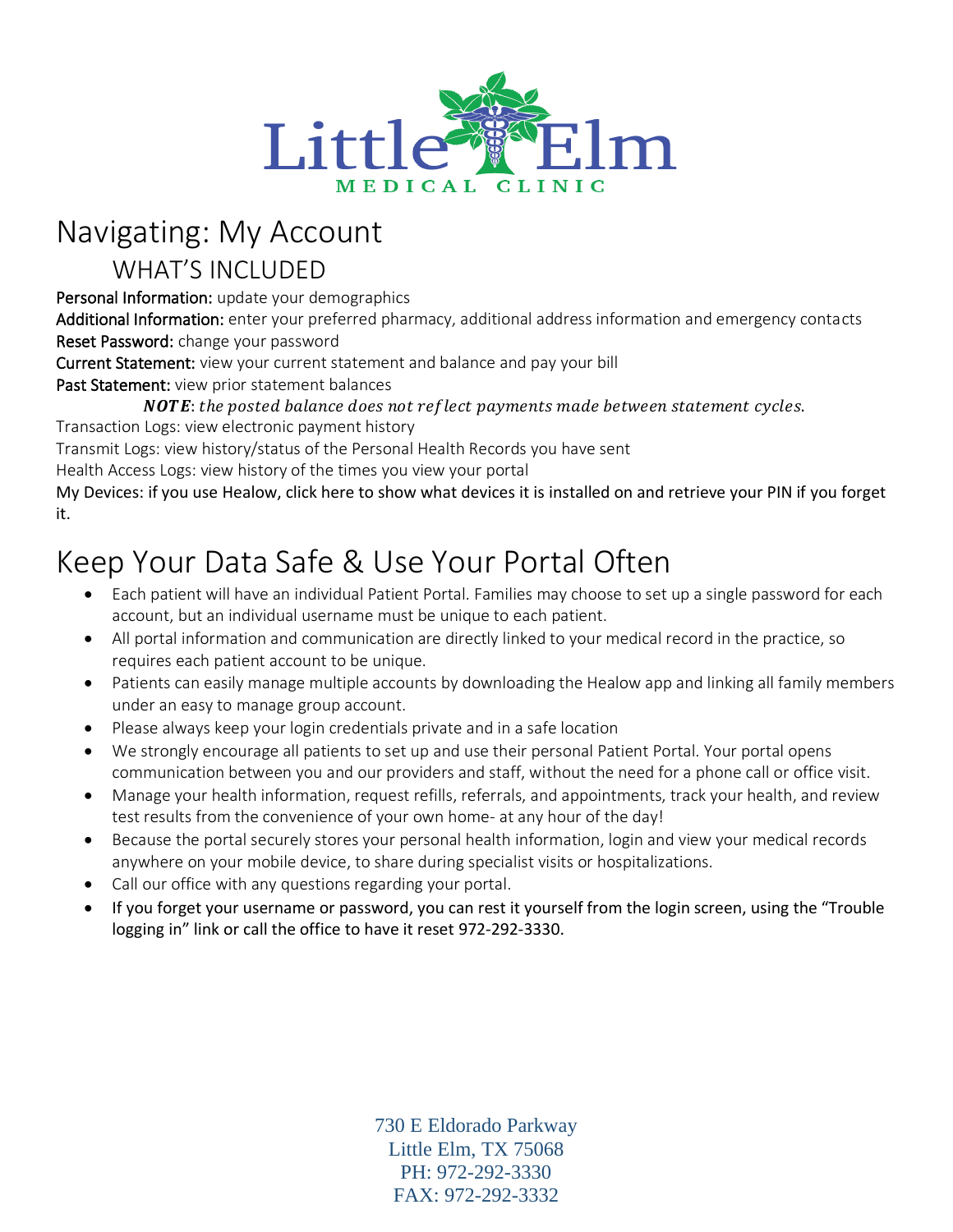Little Elm

MEDICAL CLINIC

# Navigating: My Account

## WHAT'S INCLUDED

**Personal Information:** update your demographics
**Additional Information:** enter your preferred pharmacy, additional address information and emergency contacts
**Reset Password:** change your password
**Current Statement:** view your current statement and balance and pay your bill
**Past Statement:** view prior statement balances

*__NOTE__: the posted balance does not reflect payments made between statement cycles.*

Transaction Logs: view electronic payment history
Transmit Logs: view history/status of the Personal Health Records you have sent
Health Access Logs: view history of the times you view your portal
My Devices: if you use Healow, click here to show what devices it is installed on and retrieve your PIN if you forget it.

# Keep Your Data Safe & Use Your Portal Often

- Each patient will have an individual Patient Portal. Families may choose to set up a single password for each account, but an individual username must be unique to each patient.
- All portal information and communication are directly linked to your medical record in the practice, so requires each patient account to be unique.
- Patients can easily manage multiple accounts by downloading the Healow app and linking all family members under an easy to manage group account.
- Please always keep your login credentials private and in a safe location
- We strongly encourage all patients to set up and use their personal Patient Portal. Your portal opens communication between you and our providers and staff, without the need for a phone call or office visit.
- Manage your health information, request refills, referrals, and appointments, track your health, and review test results from the convenience of your own home- at any hour of the day!
- Because the portal securely stores your personal health information, login and view your medical records anywhere on your mobile device, to share during specialist visits or hospitalizations.
- Call our office with any questions regarding your portal.
- If you forget your username or password, you can rest it yourself from the login screen, using the "Trouble logging in" link or call the office to have it reset 972-292-3330.

730 E Eldorado Parkway
Little Elm, TX 75068
PH: 972-292-3330
FAX: 972-292-3332